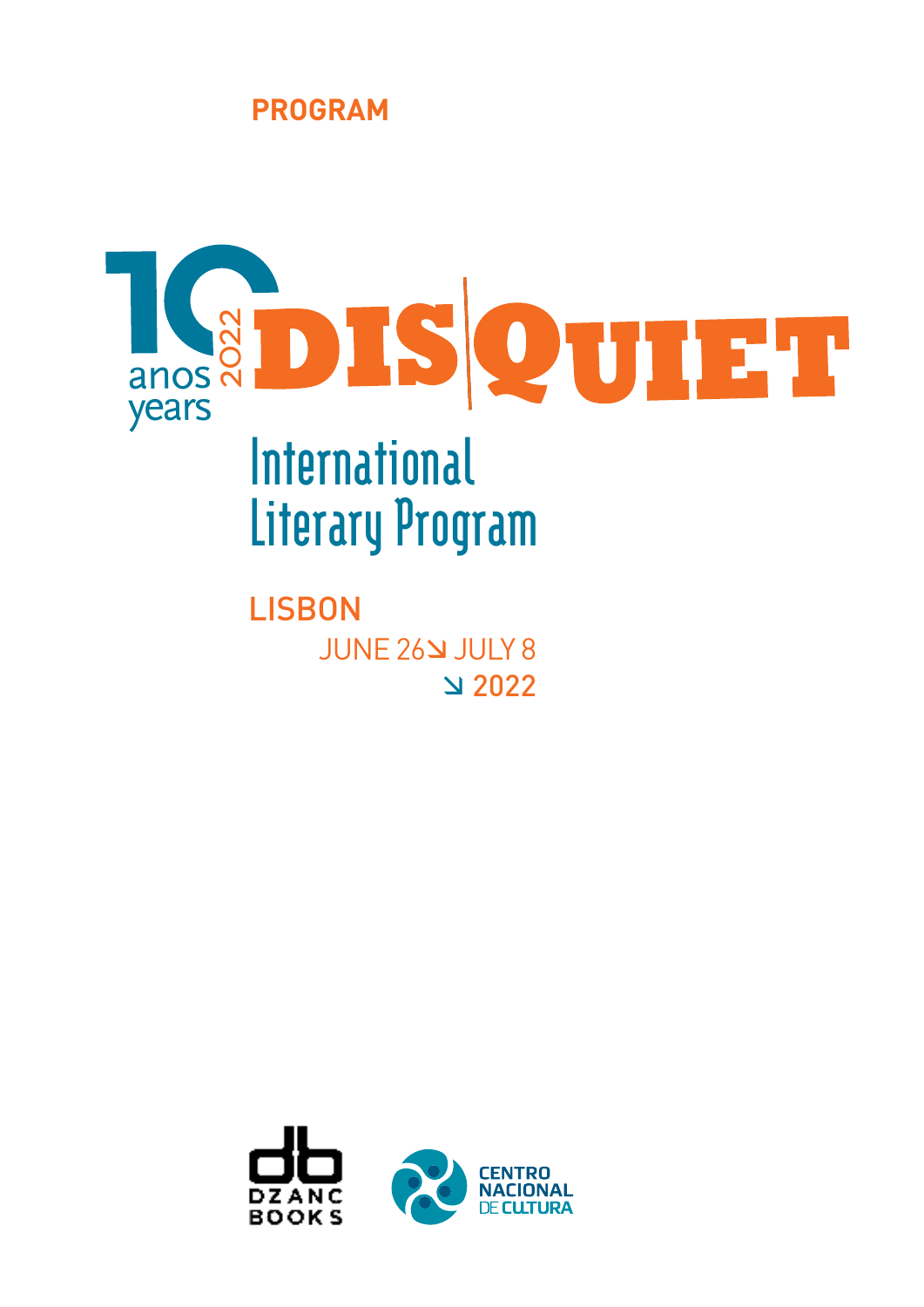**PROGRAM**

10 anos years 2022

# DIS|QUIET

## International Literary Program

**LISBON**

JUNE 26 ↘ JULY 8

↘ **2022**

DZANC BOOKS

CENTRO NACIONAL DE CULTURA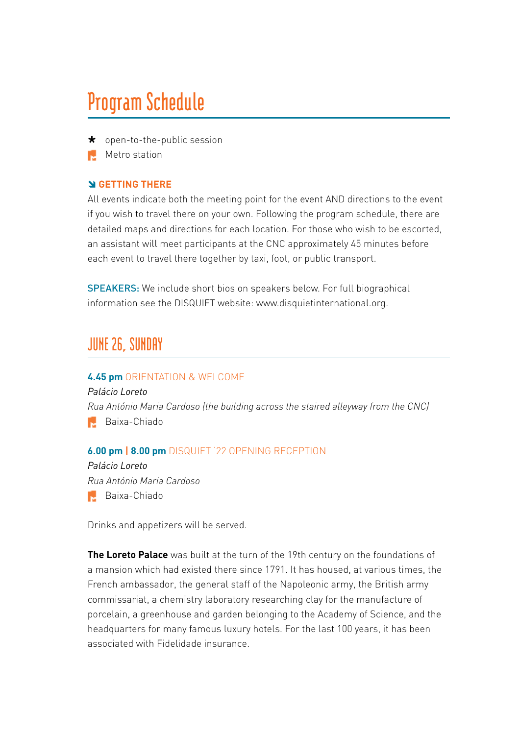# Program Schedule

* open-to-the-public session

Metro station

**GETTING THERE**

All events indicate both the meeting point for the event AND directions to the event if you wish to travel there on your own. Following the program schedule, there are detailed maps and directions for each location. For those who wish to be escorted, an assistant will meet participants at the CNC approximately 45 minutes before each event to travel there together by taxi, foot, or public transport.

SPEAKERS: We include short bios on speakers below. For full biographical information see the DISQUIET website: www.disquietinternational.org.

## JUNE 26, SUNDAY

**4.45 pm** ORIENTATION & WELCOME

*Palácio Loreto*

*Rua António Maria Cardoso (the building across the staired alleyway from the CNC)*

Baixa-Chiado

**6.00 pm | 8.00 pm** DISQUIET '22 OPENING RECEPTION

*Palácio Loreto*

*Rua António Maria Cardoso*

Baixa-Chiado

Drinks and appetizers will be served.

**The Loreto Palace** was built at the turn of the 19th century on the foundations of a mansion which had existed there since 1791. It has housed, at various times, the French ambassador, the general staff of the Napoleonic army, the British army commissariat, a chemistry laboratory researching clay for the manufacture of porcelain, a greenhouse and garden belonging to the Academy of Science, and the headquarters for many famous luxury hotels. For the last 100 years, it has been associated with Fidelidade insurance.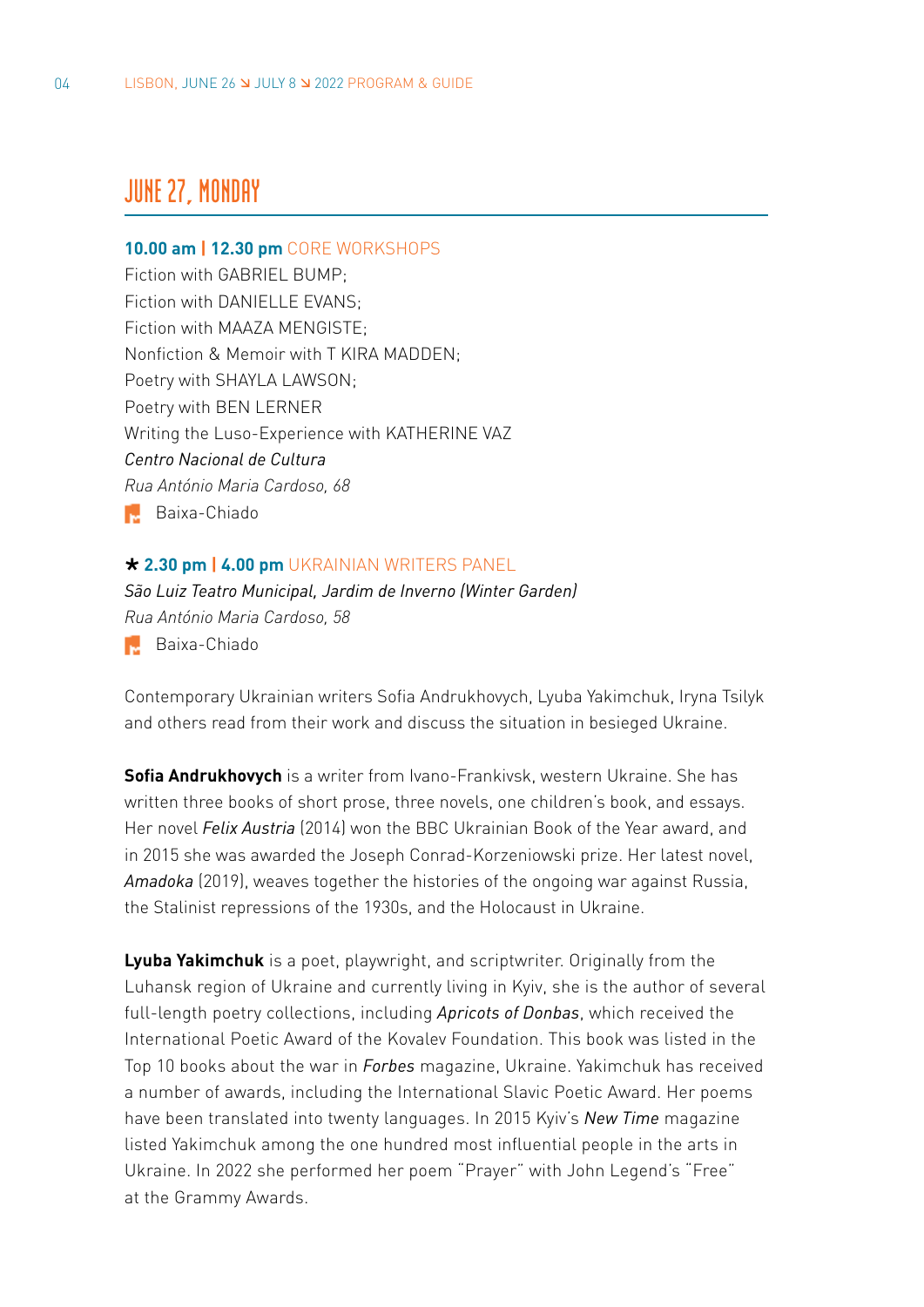## JUNE 27, MONDAY

**10.00 am | 12.30 pm** CORE WORKSHOPS
Fiction with GABRIEL BUMP;
Fiction with DANIELLE EVANS;
Fiction with MAAZA MENGISTE;
Nonfiction & Memoir with T KIRA MADDEN;
Poetry with SHAYLA LAWSON;
Poetry with BEN LERNER
Writing the Luso-Experience with KATHERINE VAZ
*Centro Nacional de Cultura*
*Rua António Maria Cardoso, 68*
Baixa-Chiado

★ **2.30 pm | 4.00 pm** UKRAINIAN WRITERS PANEL
*São Luiz Teatro Municipal, Jardim de Inverno (Winter Garden)*
*Rua António Maria Cardoso, 58*
Baixa-Chiado

Contemporary Ukrainian writers Sofia Andrukhovych, Lyuba Yakimchuk, Iryna Tsilyk and others read from their work and discuss the situation in besieged Ukraine.

**Sofia Andrukhovych** is a writer from Ivano-Frankivsk, western Ukraine. She has written three books of short prose, three novels, one children's book, and essays. Her novel *Felix Austria* (2014) won the BBC Ukrainian Book of the Year award, and in 2015 she was awarded the Joseph Conrad-Korzeniowski prize. Her latest novel, *Amadoka* (2019), weaves together the histories of the ongoing war against Russia, the Stalinist repressions of the 1930s, and the Holocaust in Ukraine.

**Lyuba Yakimchuk** is a poet, playwright, and scriptwriter. Originally from the Luhansk region of Ukraine and currently living in Kyiv, she is the author of several full-length poetry collections, including *Apricots of Donbas*, which received the International Poetic Award of the Kovalev Foundation. This book was listed in the Top 10 books about the war in *Forbes* magazine, Ukraine. Yakimchuk has received a number of awards, including the International Slavic Poetic Award. Her poems have been translated into twenty languages. In 2015 Kyiv's *New Time* magazine listed Yakimchuk among the one hundred most influential people in the arts in Ukraine. In 2022 she performed her poem "Prayer" with John Legend's "Free" at the Grammy Awards.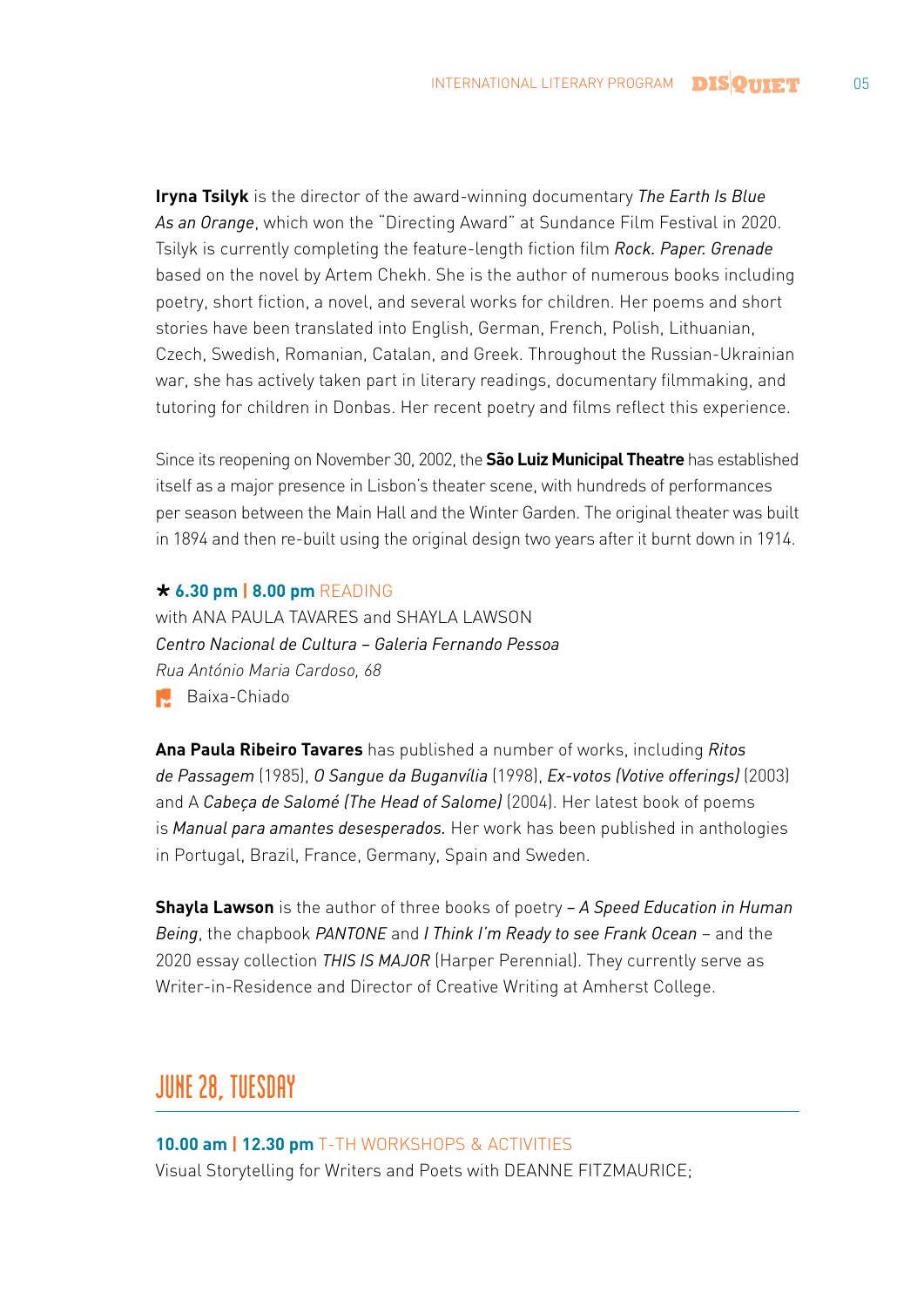**Iryna Tsilyk** is the director of the award-winning documentary *The Earth Is Blue As an Orange*, which won the "Directing Award" at Sundance Film Festival in 2020. Tsilyk is currently completing the feature-length fiction film *Rock. Paper. Grenade* based on the novel by Artem Chekh. She is the author of numerous books including poetry, short fiction, a novel, and several works for children. Her poems and short stories have been translated into English, German, French, Polish, Lithuanian, Czech, Swedish, Romanian, Catalan, and Greek. Throughout the Russian-Ukrainian war, she has actively taken part in literary readings, documentary filmmaking, and tutoring for children in Donbas. Her recent poetry and films reflect this experience.

Since its reopening on November 30, 2002, the **São Luiz Municipal Theatre** has established itself as a major presence in Lisbon's theater scene, with hundreds of performances per season between the Main Hall and the Winter Garden. The original theater was built in 1894 and then re-built using the original design two years after it burnt down in 1914.

★ **6.30 pm | 8.00 pm** READING
with ANA PAULA TAVARES and SHAYLA LAWSON
*Centro Nacional de Cultura – Galeria Fernando Pessoa*
*Rua António Maria Cardoso, 68*
Baixa-Chiado

**Ana Paula Ribeiro Tavares** has published a number of works, including *Ritos de Passagem* (1985), *O Sangue da Buganvília* (1998), *Ex-votos (Votive offerings)* (2003) and A *Cabeça de Salomé (The Head of Salome)* (2004). Her latest book of poems is *Manual para amantes desesperados.* Her work has been published in anthologies in Portugal, Brazil, France, Germany, Spain and Sweden.

**Shayla Lawson** is the author of three books of poetry – *A Speed Education in Human Being*, the chapbook *PANTONE* and *I Think I'm Ready to see Frank Ocean* – and the 2020 essay collection *THIS IS MAJOR* (Harper Perennial). They currently serve as Writer-in-Residence and Director of Creative Writing at Amherst College.

## JUNE 28, TUESDAY

**10.00 am | 12.30 pm** T-TH WORKSHOPS & ACTIVITIES
Visual Storytelling for Writers and Poets with DEANNE FITZMAURICE;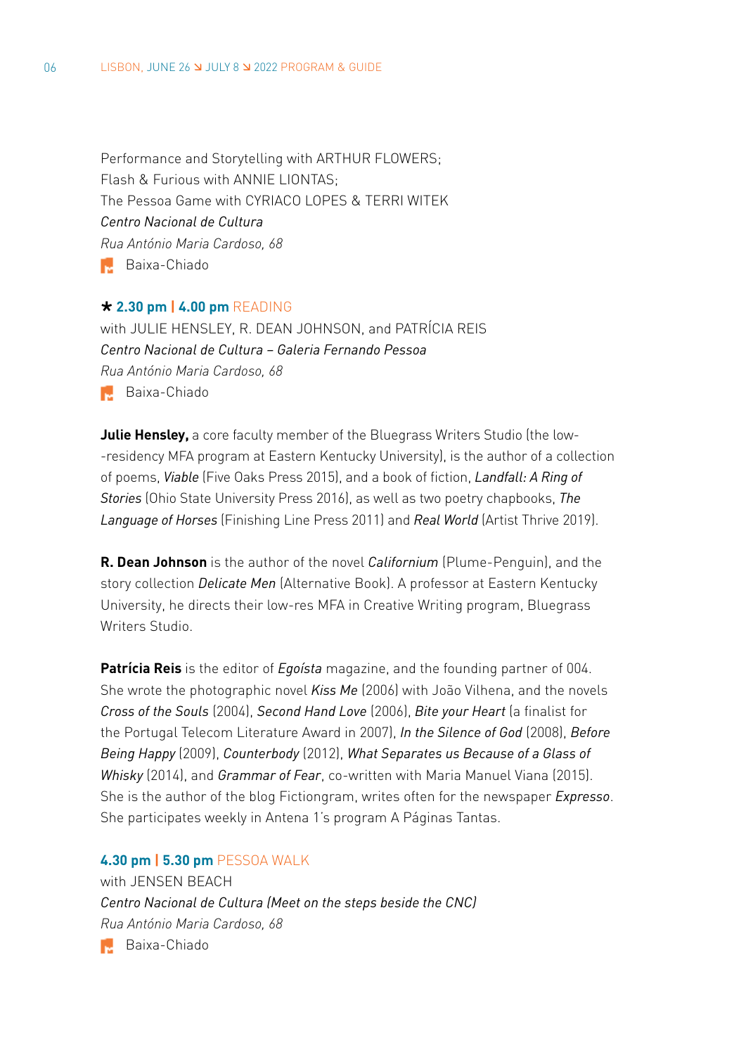Performance and Storytelling with ARTHUR FLOWERS;
Flash & Furious with ANNIE LIONTAS;
The Pessoa Game with CYRIACO LOPES & TERRI WITEK
*Centro Nacional de Cultura*
*Rua António Maria Cardoso, 68*
Baixa-Chiado

★ **2.30 pm | 4.00 pm** READING
with JULIE HENSLEY, R. DEAN JOHNSON, and PATRÍCIA REIS
*Centro Nacional de Cultura – Galeria Fernando Pessoa*
*Rua António Maria Cardoso, 68*
Baixa-Chiado

**Julie Hensley,** a core faculty member of the Bluegrass Writers Studio (the low--residency MFA program at Eastern Kentucky University), is the author of a collection of poems, *Viable* (Five Oaks Press 2015), and a book of fiction, *Landfall: A Ring of Stories* (Ohio State University Press 2016), as well as two poetry chapbooks, *The Language of Horses* (Finishing Line Press 2011) and *Real World* (Artist Thrive 2019).

**R. Dean Johnson** is the author of the novel *Californium* (Plume-Penguin), and the story collection *Delicate Men* (Alternative Book). A professor at Eastern Kentucky University, he directs their low-res MFA in Creative Writing program, Bluegrass Writers Studio.

**Patrícia Reis** is the editor of *Egoísta* magazine, and the founding partner of 004. She wrote the photographic novel *Kiss Me* (2006) with João Vilhena, and the novels *Cross of the Souls* (2004), *Second Hand Love* (2006), *Bite your Heart* (a finalist for the Portugal Telecom Literature Award in 2007), *In the Silence of God* (2008), *Before Being Happy* (2009), *Counterbody* (2012), *What Separates us Because of a Glass of Whisky* (2014), and *Grammar of Fear*, co-written with Maria Manuel Viana (2015). She is the author of the blog Fictiongram, writes often for the newspaper *Expresso*. She participates weekly in Antena 1's program A Páginas Tantas.

**4.30 pm | 5.30 pm** PESSOA WALK
with JENSEN BEACH
*Centro Nacional de Cultura (Meet on the steps beside the CNC)*
*Rua António Maria Cardoso, 68*
Baixa-Chiado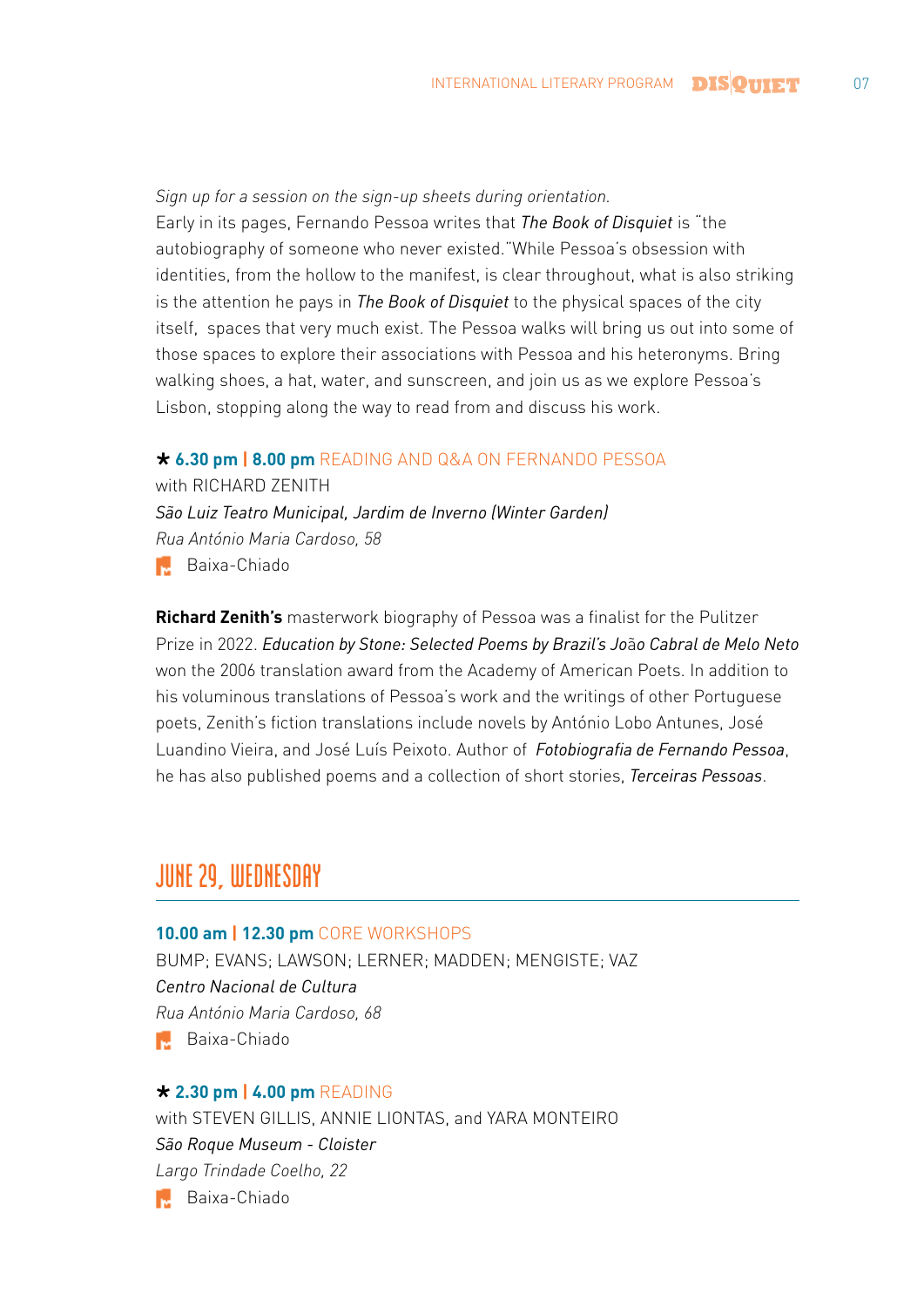*Sign up for a session on the sign-up sheets during orientation.*

Early in its pages, Fernando Pessoa writes that *The Book of Disquiet* is "the autobiography of someone who never existed."While Pessoa's obsession with identities, from the hollow to the manifest, is clear throughout, what is also striking is the attention he pays in *The Book of Disquiet* to the physical spaces of the city itself, spaces that very much exist. The Pessoa walks will bring us out into some of those spaces to explore their associations with Pessoa and his heteronyms. Bring walking shoes, a hat, water, and sunscreen, and join us as we explore Pessoa's Lisbon, stopping along the way to read from and discuss his work.

**★ 6.30 pm | 8.00 pm** READING AND Q&A ON FERNANDO PESSOA
with RICHARD ZENITH
*São Luiz Teatro Municipal, Jardim de Inverno (Winter Garden)*
*Rua António Maria Cardoso, 58*
Baixa-Chiado

**Richard Zenith's** masterwork biography of Pessoa was a finalist for the Pulitzer Prize in 2022. *Education by Stone: Selected Poems by Brazil's João Cabral de Melo Neto* won the 2006 translation award from the Academy of American Poets. In addition to his voluminous translations of Pessoa's work and the writings of other Portuguese poets, Zenith's fiction translations include novels by António Lobo Antunes, José Luandino Vieira, and José Luís Peixoto. Author of *Fotobiografia de Fernando Pessoa*, he has also published poems and a collection of short stories, *Terceiras Pessoas*.

## JUNE 29, WEDNESDAY

**10.00 am | 12.30 pm** CORE WORKSHOPS
BUMP; EVANS; LAWSON; LERNER; MADDEN; MENGISTE; VAZ
*Centro Nacional de Cultura*
*Rua António Maria Cardoso, 68*
Baixa-Chiado

**★ 2.30 pm | 4.00 pm** READING
with STEVEN GILLIS, ANNIE LIONTAS, and YARA MONTEIRO
*São Roque Museum - Cloister*
*Largo Trindade Coelho, 22*
Baixa-Chiado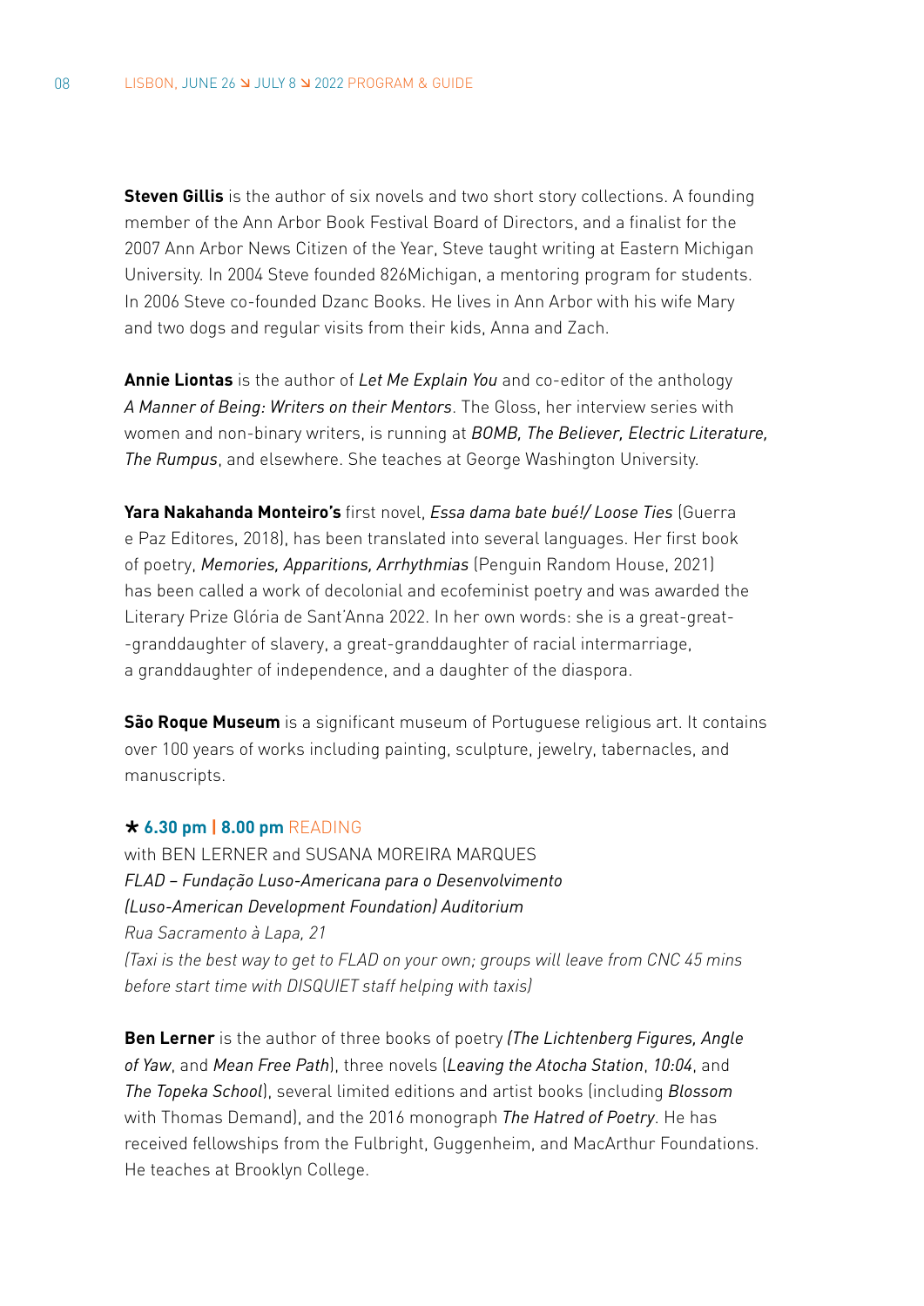**Steven Gillis** is the author of six novels and two short story collections. A founding member of the Ann Arbor Book Festival Board of Directors, and a finalist for the 2007 Ann Arbor News Citizen of the Year, Steve taught writing at Eastern Michigan University. In 2004 Steve founded 826Michigan, a mentoring program for students. In 2006 Steve co-founded Dzanc Books. He lives in Ann Arbor with his wife Mary and two dogs and regular visits from their kids, Anna and Zach.

**Annie Liontas** is the author of *Let Me Explain You* and co-editor of the anthology *A Manner of Being: Writers on their Mentors*. The Gloss, her interview series with women and non-binary writers, is running at *BOMB, The Believer, Electric Literature, The Rumpus*, and elsewhere. She teaches at George Washington University.

**Yara Nakahanda Monteiro's** first novel, *Essa dama bate bué!/ Loose Ties* (Guerra e Paz Editores, 2018), has been translated into several languages. Her first book of poetry, *Memories, Apparitions, Arrhythmias* (Penguin Random House, 2021) has been called a work of decolonial and ecofeminist poetry and was awarded the Literary Prize Glória de Sant'Anna 2022. In her own words: she is a great-great--granddaughter of slavery, a great-granddaughter of racial intermarriage, a granddaughter of independence, and a daughter of the diaspora.

**São Roque Museum** is a significant museum of Portuguese religious art. It contains over 100 years of works including painting, sculpture, jewelry, tabernacles, and manuscripts.

★ **6.30 pm | 8.00 pm** READING
with BEN LERNER and SUSANA MOREIRA MARQUES
*FLAD – Fundação Luso-Americana para o Desenvolvimento (Luso-American Development Foundation) Auditorium*
*Rua Sacramento à Lapa, 21*
*(Taxi is the best way to get to FLAD on your own; groups will leave from CNC 45 mins before start time with DISQUIET staff helping with taxis)*

**Ben Lerner** is the author of three books of poetry *(The Lichtenberg Figures, Angle of Yaw*, and *Mean Free Path*), three novels (*Leaving the Atocha Station*, *10:04*, and *The Topeka School*), several limited editions and artist books (including *Blossom* with Thomas Demand), and the 2016 monograph *The Hatred of Poetry*. He has received fellowships from the Fulbright, Guggenheim, and MacArthur Foundations. He teaches at Brooklyn College.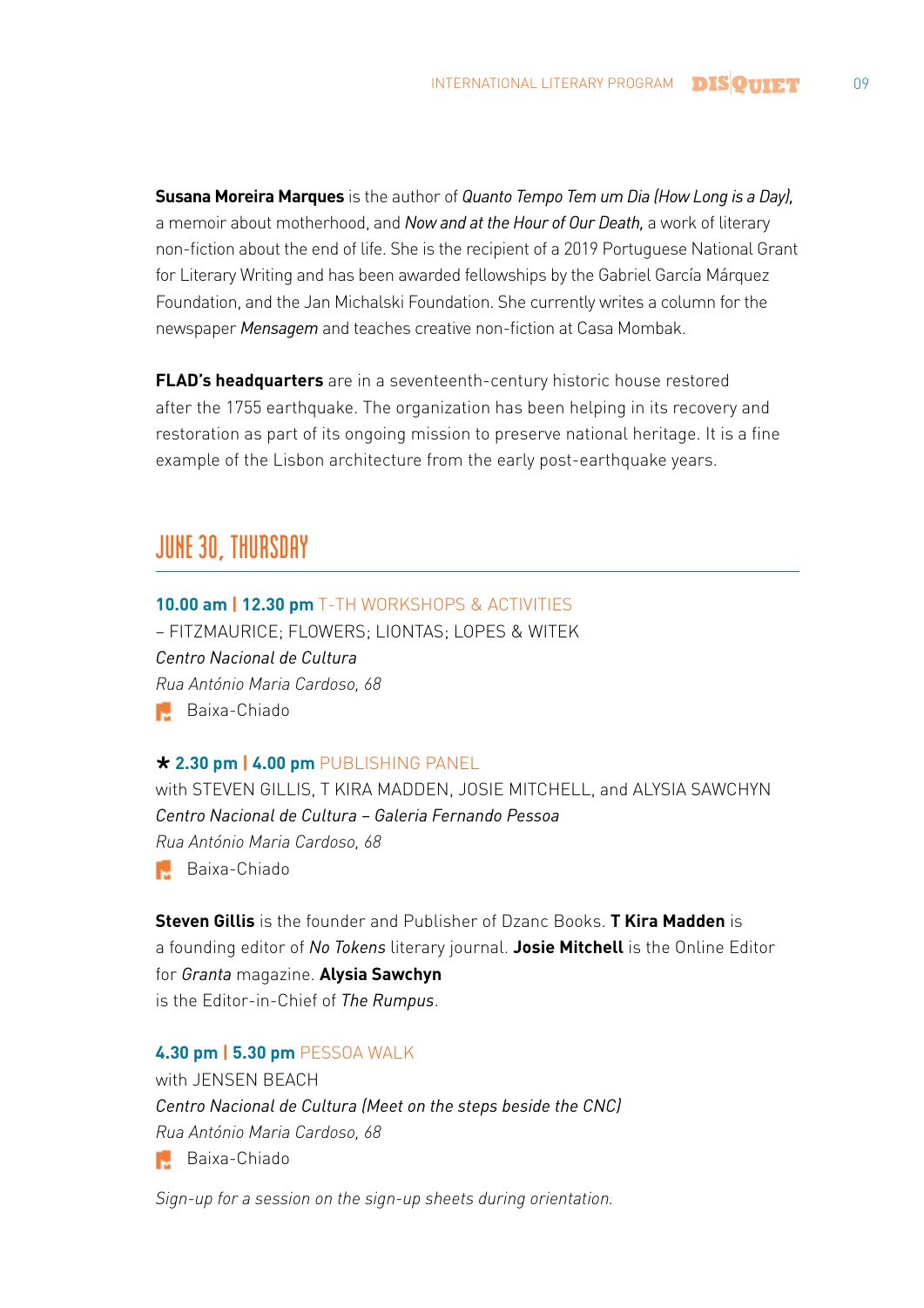**Susana Moreira Marques** is the author of *Quanto Tempo Tem um Dia (How Long is a Day),* a memoir about motherhood, and *Now and at the Hour of Our Death,* a work of literary non-fiction about the end of life. She is the recipient of a 2019 Portuguese National Grant for Literary Writing and has been awarded fellowships by the Gabriel García Márquez Foundation, and the Jan Michalski Foundation. She currently writes a column for the newspaper *Mensagem* and teaches creative non-fiction at Casa Mombak.

**FLAD's headquarters** are in a seventeenth-century historic house restored after the 1755 earthquake. The organization has been helping in its recovery and restoration as part of its ongoing mission to preserve national heritage. It is a fine example of the Lisbon architecture from the early post-earthquake years.

## JUNE 30, THURSDAY

**10.00 am | 12.30 pm** T-TH WORKSHOPS & ACTIVITIES
– FITZMAURICE; FLOWERS; LIONTAS; LOPES & WITEK
*Centro Nacional de Cultura*
*Rua António Maria Cardoso, 68*
Baixa-Chiado

* **2.30 pm | 4.00 pm** PUBLISHING PANEL
with STEVEN GILLIS, T KIRA MADDEN, JOSIE MITCHELL, and ALYSIA SAWCHYN
*Centro Nacional de Cultura – Galeria Fernando Pessoa*
*Rua António Maria Cardoso, 68*
Baixa-Chiado

**Steven Gillis** is the founder and Publisher of Dzanc Books. **T Kira Madden** is a founding editor of *No Tokens* literary journal. **Josie Mitchell** is the Online Editor for *Granta* magazine. **Alysia Sawchyn** is the Editor-in-Chief of *The Rumpus*.

**4.30 pm | 5.30 pm** PESSOA WALK
with JENSEN BEACH
*Centro Nacional de Cultura (Meet on the steps beside the CNC)*
*Rua António Maria Cardoso, 68*
Baixa-Chiado

*Sign-up for a session on the sign-up sheets during orientation.*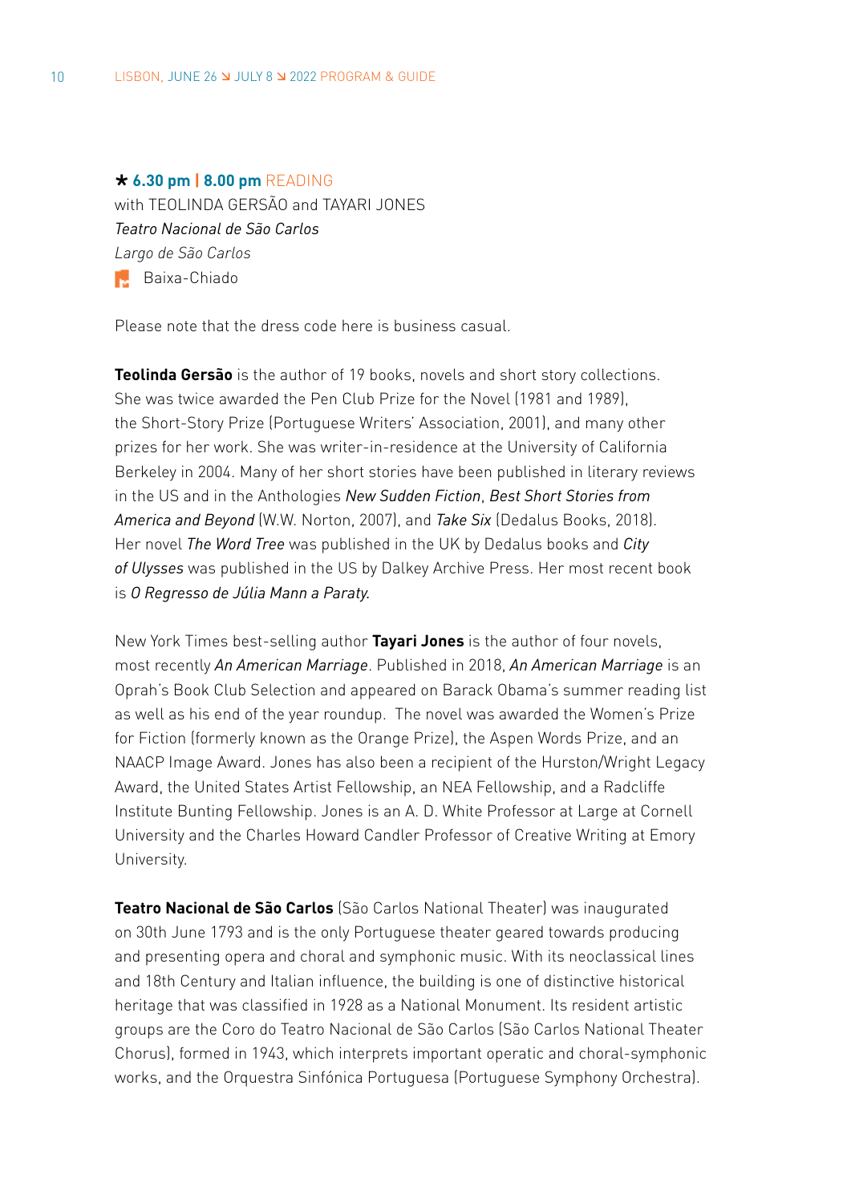★ **6.30 pm | 8.00 pm** READING
with TEOLINDA GERSÃO and TAYARI JONES
*Teatro Nacional de São Carlos*
*Largo de São Carlos*
Baixa-Chiado

Please note that the dress code here is business casual.

**Teolinda Gersão** is the author of 19 books, novels and short story collections. She was twice awarded the Pen Club Prize for the Novel (1981 and 1989), the Short-Story Prize (Portuguese Writers' Association, 2001), and many other prizes for her work. She was writer-in-residence at the University of California Berkeley in 2004. Many of her short stories have been published in literary reviews in the US and in the Anthologies *New Sudden Fiction*, *Best Short Stories from America and Beyond* (W.W. Norton, 2007), and *Take Six* (Dedalus Books, 2018). Her novel *The Word Tree* was published in the UK by Dedalus books and *City of Ulysses* was published in the US by Dalkey Archive Press. Her most recent book is *O Regresso de Júlia Mann a Paraty.*

New York Times best-selling author **Tayari Jones** is the author of four novels, most recently *An American Marriage*. Published in 2018, *An American Marriage* is an Oprah's Book Club Selection and appeared on Barack Obama's summer reading list as well as his end of the year roundup. The novel was awarded the Women's Prize for Fiction (formerly known as the Orange Prize), the Aspen Words Prize, and an NAACP Image Award. Jones has also been a recipient of the Hurston/Wright Legacy Award, the United States Artist Fellowship, an NEA Fellowship, and a Radcliffe Institute Bunting Fellowship. Jones is an A. D. White Professor at Large at Cornell University and the Charles Howard Candler Professor of Creative Writing at Emory University.

**Teatro Nacional de São Carlos** (São Carlos National Theater) was inaugurated on 30th June 1793 and is the only Portuguese theater geared towards producing and presenting opera and choral and symphonic music. With its neoclassical lines and 18th Century and Italian influence, the building is one of distinctive historical heritage that was classified in 1928 as a National Monument. Its resident artistic groups are the Coro do Teatro Nacional de São Carlos (São Carlos National Theater Chorus), formed in 1943, which interprets important operatic and choral-symphonic works, and the Orquestra Sinfónica Portuguesa (Portuguese Symphony Orchestra).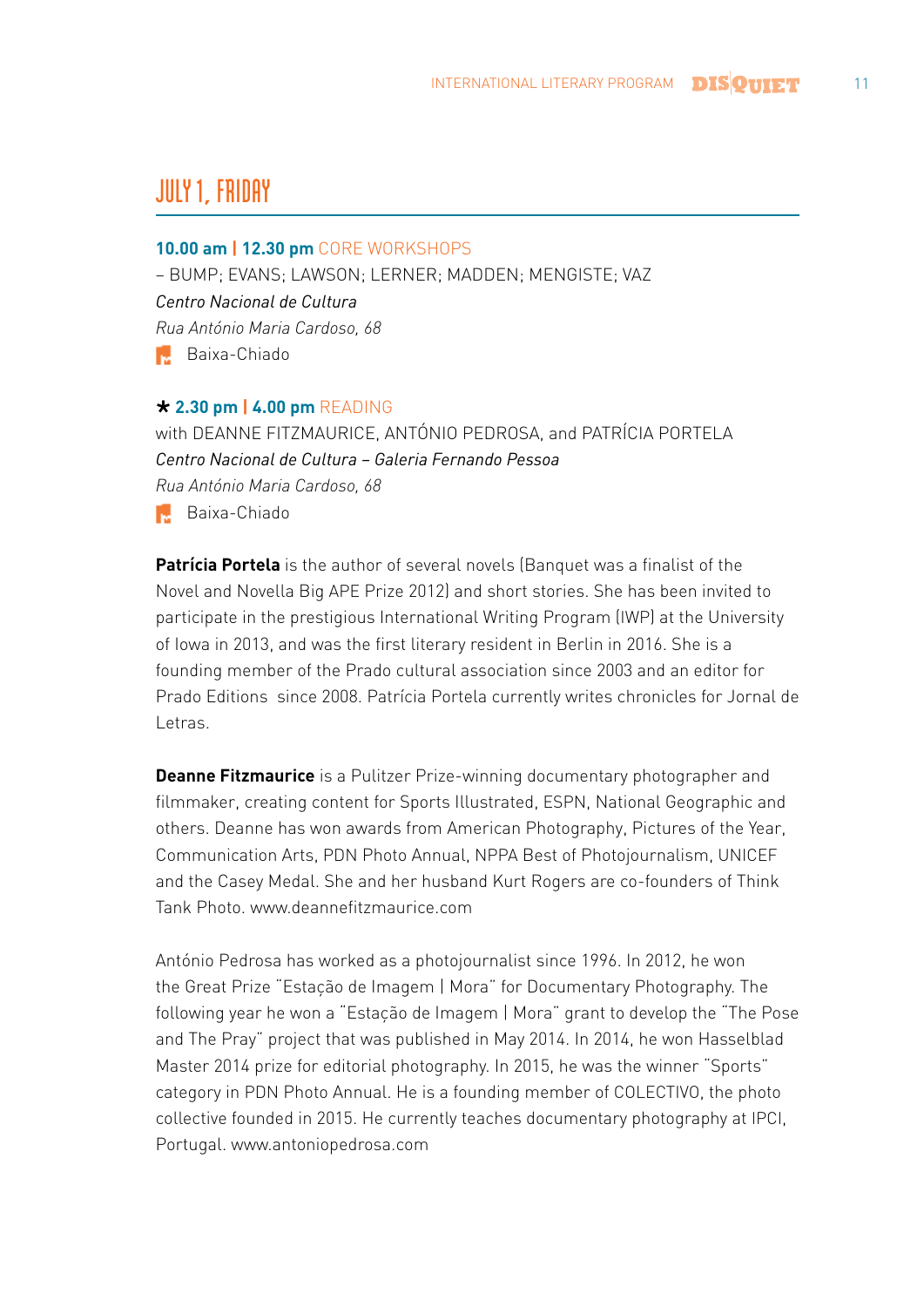## JULY 1, FRIDAY

**10.00 am | 12.30 pm** CORE WORKSHOPS
– BUMP; EVANS; LAWSON; LERNER; MADDEN; MENGISTE; VAZ
*Centro Nacional de Cultura*
*Rua António Maria Cardoso, 68*
Baixa-Chiado

★ **2.30 pm | 4.00 pm** READING
with DEANNE FITZMAURICE, ANTÓNIO PEDROSA, and PATRÍCIA PORTELA
*Centro Nacional de Cultura – Galeria Fernando Pessoa*
*Rua António Maria Cardoso, 68*
Baixa-Chiado

**Patrícia Portela** is the author of several novels (Banquet was a finalist of the Novel and Novella Big APE Prize 2012) and short stories. She has been invited to participate in the prestigious International Writing Program (IWP) at the University of Iowa in 2013, and was the first literary resident in Berlin in 2016. She is a founding member of the Prado cultural association since 2003 and an editor for Prado Editions since 2008. Patrícia Portela currently writes chronicles for Jornal de Letras.

**Deanne Fitzmaurice** is a Pulitzer Prize-winning documentary photographer and filmmaker, creating content for Sports Illustrated, ESPN, National Geographic and others. Deanne has won awards from American Photography, Pictures of the Year, Communication Arts, PDN Photo Annual, NPPA Best of Photojournalism, UNICEF and the Casey Medal. She and her husband Kurt Rogers are co-founders of Think Tank Photo. www.deannefitzmaurice.com

António Pedrosa has worked as a photojournalist since 1996. In 2012, he won the Great Prize "Estação de Imagem | Mora" for Documentary Photography. The following year he won a "Estação de Imagem | Mora" grant to develop the "The Pose and The Pray" project that was published in May 2014. In 2014, he won Hasselblad Master 2014 prize for editorial photography. In 2015, he was the winner "Sports" category in PDN Photo Annual. He is a founding member of COLECTIVO, the photo collective founded in 2015. He currently teaches documentary photography at IPCI, Portugal. www.antoniopedrosa.com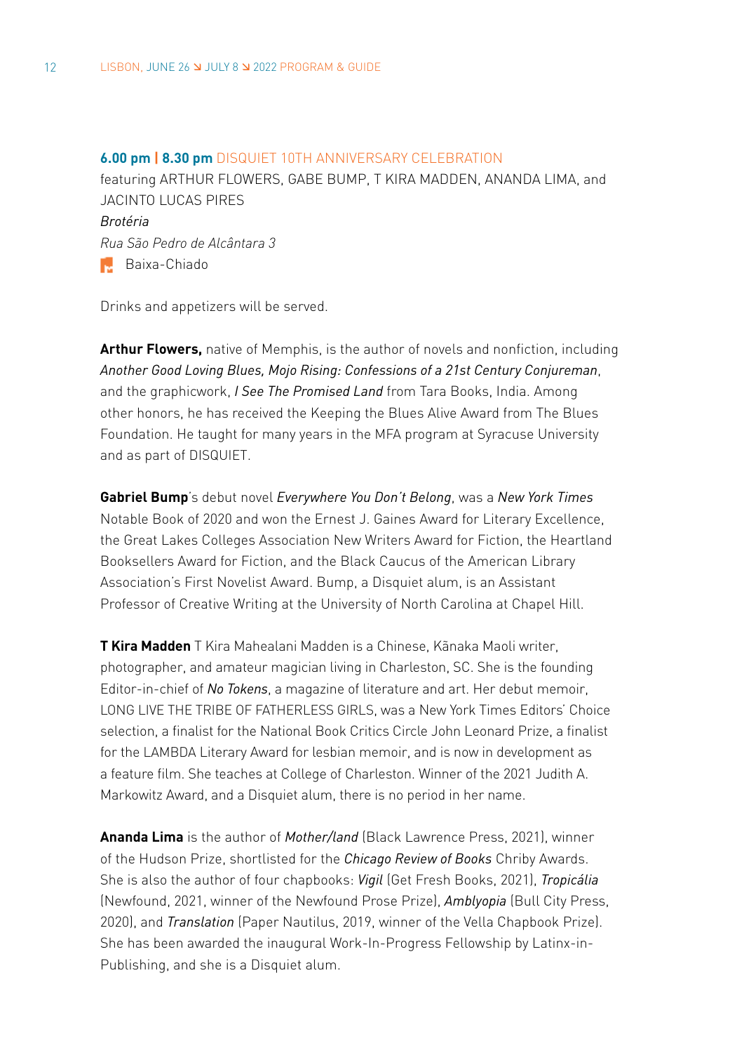**6.00 pm | 8.30 pm** DISQUIET 10TH ANNIVERSARY CELEBRATION
featuring ARTHUR FLOWERS, GABE BUMP, T KIRA MADDEN, ANANDA LIMA, and JACINTO LUCAS PIRES
*Brotéria*
*Rua São Pedro de Alcântara 3*
Baixa-Chiado

Drinks and appetizers will be served.

**Arthur Flowers,** native of Memphis, is the author of novels and nonfiction, including *Another Good Loving Blues, Mojo Rising: Confessions of a 21st Century Conjureman*, and the graphicwork, *I See The Promised Land* from Tara Books, India. Among other honors, he has received the Keeping the Blues Alive Award from The Blues Foundation. He taught for many years in the MFA program at Syracuse University and as part of DISQUIET.

**Gabriel Bump**'s debut novel *Everywhere You Don't Belong*, was a *New York Times* Notable Book of 2020 and won the Ernest J. Gaines Award for Literary Excellence, the Great Lakes Colleges Association New Writers Award for Fiction, the Heartland Booksellers Award for Fiction, and the Black Caucus of the American Library Association's First Novelist Award. Bump, a Disquiet alum, is an Assistant Professor of Creative Writing at the University of North Carolina at Chapel Hill.

**T Kira Madden** T Kira Mahealani Madden is a Chinese, Kānaka Maoli writer, photographer, and amateur magician living in Charleston, SC. She is the founding Editor-in-chief of *No Tokens*, a magazine of literature and art. Her debut memoir, LONG LIVE THE TRIBE OF FATHERLESS GIRLS, was a New York Times Editors' Choice selection, a finalist for the National Book Critics Circle John Leonard Prize, a finalist for the LAMBDA Literary Award for lesbian memoir, and is now in development as a feature film. She teaches at College of Charleston. Winner of the 2021 Judith A. Markowitz Award, and a Disquiet alum, there is no period in her name.

**Ananda Lima** is the author of *Mother/land* (Black Lawrence Press, 2021), winner of the Hudson Prize, shortlisted for the *Chicago Review of Books* Chriby Awards. She is also the author of four chapbooks: *Vigil* (Get Fresh Books, 2021), *Tropicália* (Newfound, 2021, winner of the Newfound Prose Prize), *Amblyopia* (Bull City Press, 2020), and *Translation* (Paper Nautilus, 2019, winner of the Vella Chapbook Prize). She has been awarded the inaugural Work-In-Progress Fellowship by Latinx-in-Publishing, and she is a Disquiet alum.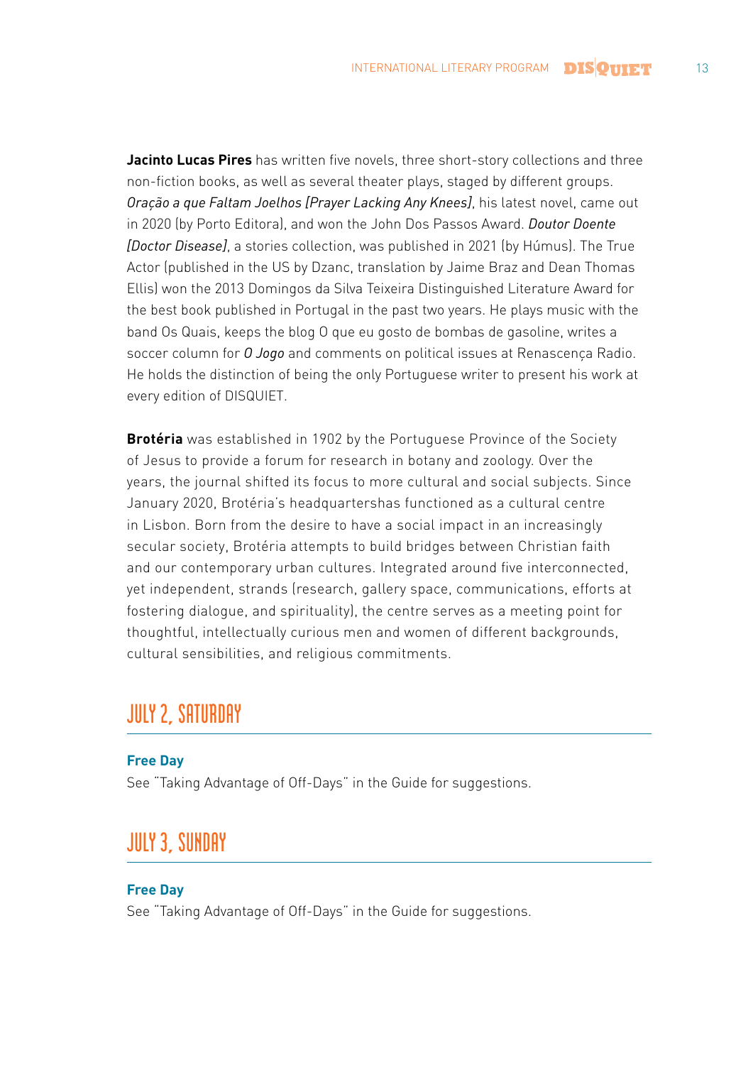**Jacinto Lucas Pires** has written five novels, three short-story collections and three non-fiction books, as well as several theater plays, staged by different groups. *Oração a que Faltam Joelhos [Prayer Lacking Any Knees]*, his latest novel, came out in 2020 (by Porto Editora), and won the John Dos Passos Award. *Doutor Doente [Doctor Disease]*, a stories collection, was published in 2021 (by Húmus). The True Actor (published in the US by Dzanc, translation by Jaime Braz and Dean Thomas Ellis) won the 2013 Domingos da Silva Teixeira Distinguished Literature Award for the best book published in Portugal in the past two years. He plays music with the band Os Quais, keeps the blog O que eu gosto de bombas de gasoline, writes a soccer column for *O Jogo* and comments on political issues at Renascença Radio. He holds the distinction of being the only Portuguese writer to present his work at every edition of DISQUIET.

**Brotéria** was established in 1902 by the Portuguese Province of the Society of Jesus to provide a forum for research in botany and zoology. Over the years, the journal shifted its focus to more cultural and social subjects. Since January 2020, Brotéria's headquartershas functioned as a cultural centre in Lisbon. Born from the desire to have a social impact in an increasingly secular society, Brotéria attempts to build bridges between Christian faith and our contemporary urban cultures. Integrated around five interconnected, yet independent, strands (research, gallery space, communications, efforts at fostering dialogue, and spirituality), the centre serves as a meeting point for thoughtful, intellectually curious men and women of different backgrounds, cultural sensibilities, and religious commitments.

## JULY 2, SATURDAY

**Free Day**

See "Taking Advantage of Off-Days" in the Guide for suggestions.

## JULY 3, SUNDAY

**Free Day**

See "Taking Advantage of Off-Days" in the Guide for suggestions.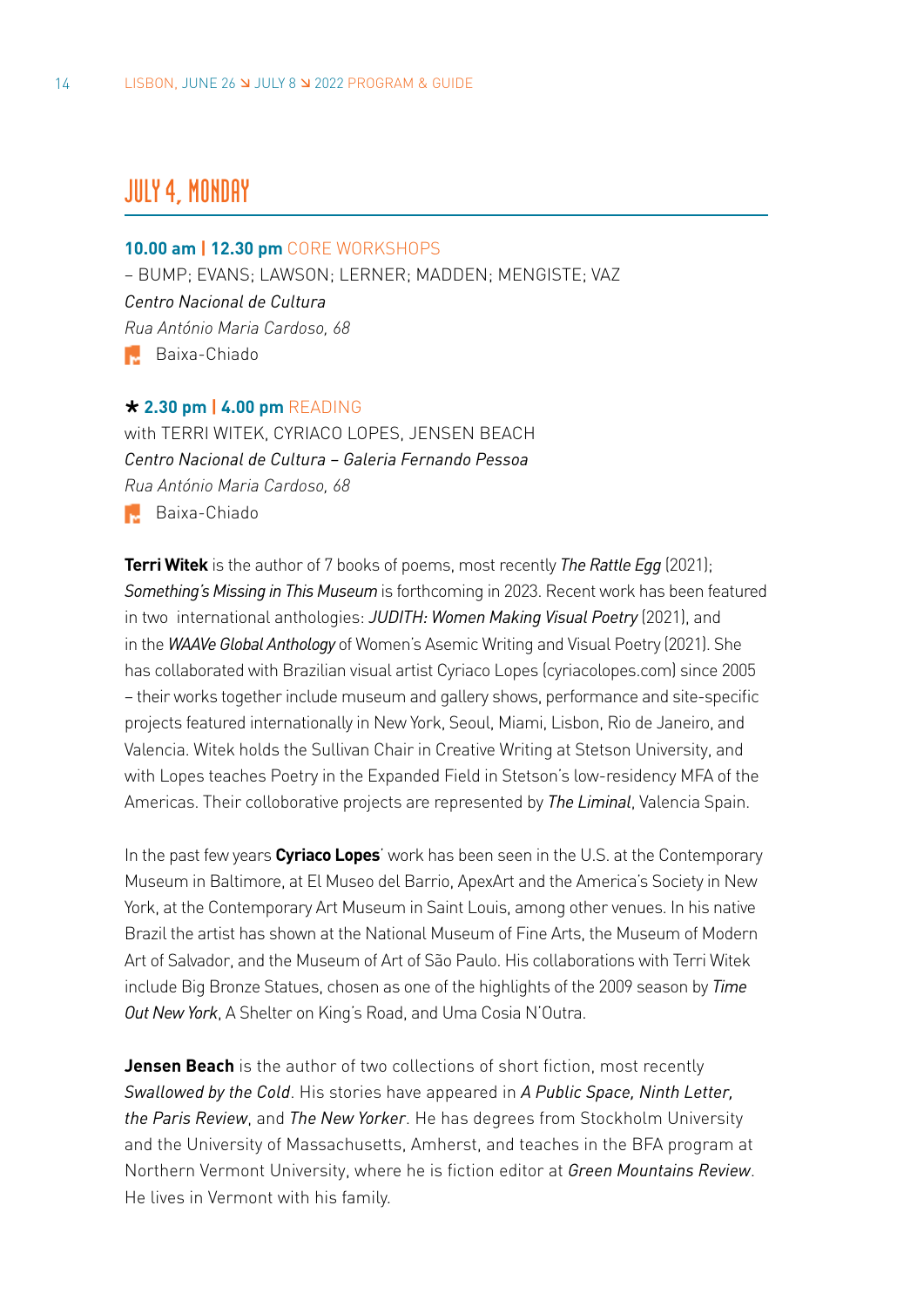## JULY 4, MONDAY

**10.00 am | 12.30 pm** CORE WORKSHOPS
– BUMP; EVANS; LAWSON; LERNER; MADDEN; MENGISTE; VAZ
*Centro Nacional de Cultura*
*Rua António Maria Cardoso, 68*
Baixa-Chiado

★ **2.30 pm | 4.00 pm** READING
with TERRI WITEK, CYRIACO LOPES, JENSEN BEACH
*Centro Nacional de Cultura – Galeria Fernando Pessoa*
*Rua António Maria Cardoso, 68*
Baixa-Chiado

**Terri Witek** is the author of 7 books of poems, most recently *The Rattle Egg* (2021); *Something's Missing in This Museum* is forthcoming in 2023. Recent work has been featured in two international anthologies: *JUDITH: Women Making Visual Poetry* (2021), and in the *WAAVe Global Anthology* of Women's Asemic Writing and Visual Poetry (2021). She has collaborated with Brazilian visual artist Cyriaco Lopes (cyriacolopes.com) since 2005 – their works together include museum and gallery shows, performance and site-specific projects featured internationally in New York, Seoul, Miami, Lisbon, Rio de Janeiro, and Valencia. Witek holds the Sullivan Chair in Creative Writing at Stetson University, and with Lopes teaches Poetry in the Expanded Field in Stetson's low-residency MFA of the Americas. Their colloborative projects are represented by *The Liminal*, Valencia Spain.

In the past few years **Cyriaco Lopes**' work has been seen in the U.S. at the Contemporary Museum in Baltimore, at El Museo del Barrio, ApexArt and the America's Society in New York, at the Contemporary Art Museum in Saint Louis, among other venues. In his native Brazil the artist has shown at the National Museum of Fine Arts, the Museum of Modern Art of Salvador, and the Museum of Art of São Paulo. His collaborations with Terri Witek include Big Bronze Statues, chosen as one of the highlights of the 2009 season by *Time Out New York*, A Shelter on King's Road, and Uma Cosia N'Outra.

**Jensen Beach** is the author of two collections of short fiction, most recently *Swallowed by the Cold*. His stories have appeared in *A Public Space, Ninth Letter, the Paris Review*, and *The New Yorker*. He has degrees from Stockholm University and the University of Massachusetts, Amherst, and teaches in the BFA program at Northern Vermont University, where he is fiction editor at *Green Mountains Review*. He lives in Vermont with his family.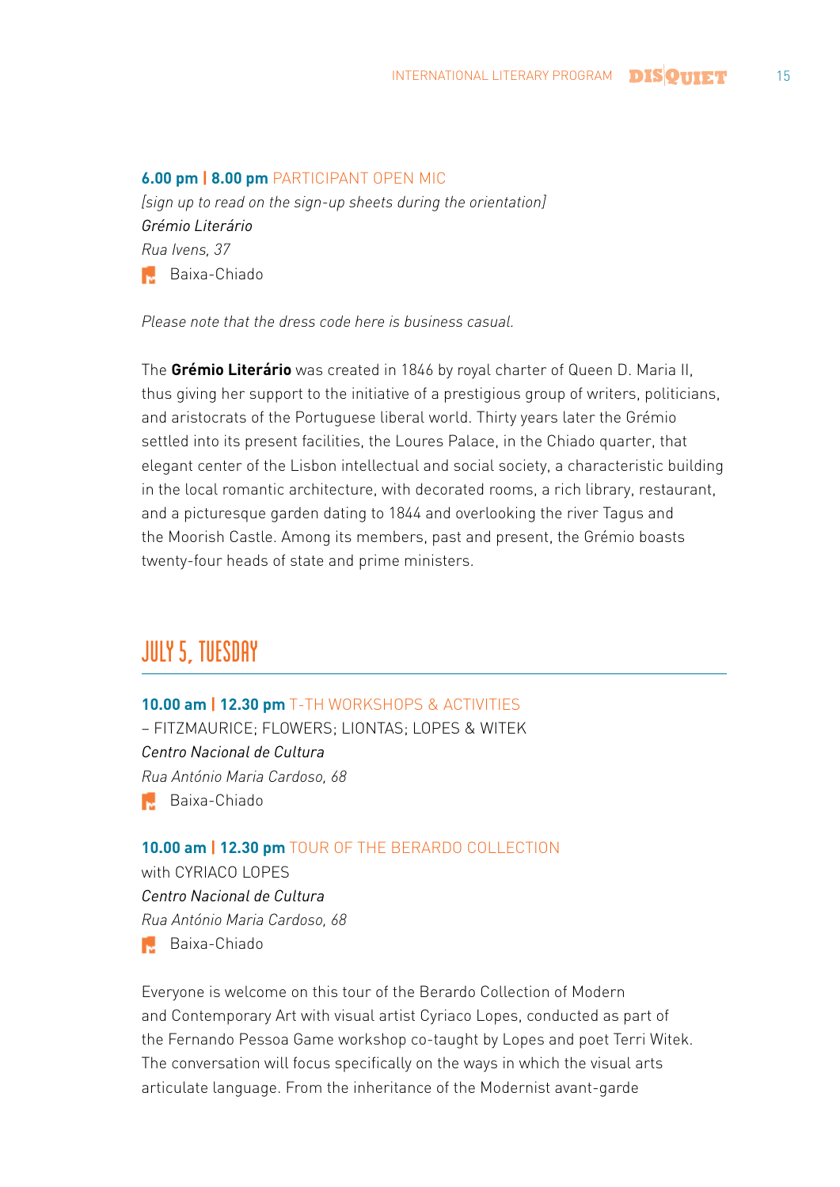**6.00 pm | 8.00 pm** PARTICIPANT OPEN MIC
*[sign up to read on the sign-up sheets during the orientation]*
*Grémio Literário*
*Rua Ivens, 37*
Baixa-Chiado

*Please note that the dress code here is business casual.*

The **Grémio Literário** was created in 1846 by royal charter of Queen D. Maria II, thus giving her support to the initiative of a prestigious group of writers, politicians, and aristocrats of the Portuguese liberal world. Thirty years later the Grémio settled into its present facilities, the Loures Palace, in the Chiado quarter, that elegant center of the Lisbon intellectual and social society, a characteristic building in the local romantic architecture, with decorated rooms, a rich library, restaurant, and a picturesque garden dating to 1844 and overlooking the river Tagus and the Moorish Castle. Among its members, past and present, the Grémio boasts twenty-four heads of state and prime ministers.

## JULY 5, TUESDAY

**10.00 am | 12.30 pm** T-TH WORKSHOPS & ACTIVITIES
– FITZMAURICE; FLOWERS; LIONTAS; LOPES & WITEK
*Centro Nacional de Cultura*
*Rua António Maria Cardoso, 68*
Baixa-Chiado

**10.00 am | 12.30 pm** TOUR OF THE BERARDO COLLECTION
with CYRIACO LOPES
*Centro Nacional de Cultura*
*Rua António Maria Cardoso, 68*
Baixa-Chiado

Everyone is welcome on this tour of the Berardo Collection of Modern and Contemporary Art with visual artist Cyriaco Lopes, conducted as part of the Fernando Pessoa Game workshop co-taught by Lopes and poet Terri Witek. The conversation will focus specifically on the ways in which the visual arts articulate language. From the inheritance of the Modernist avant-garde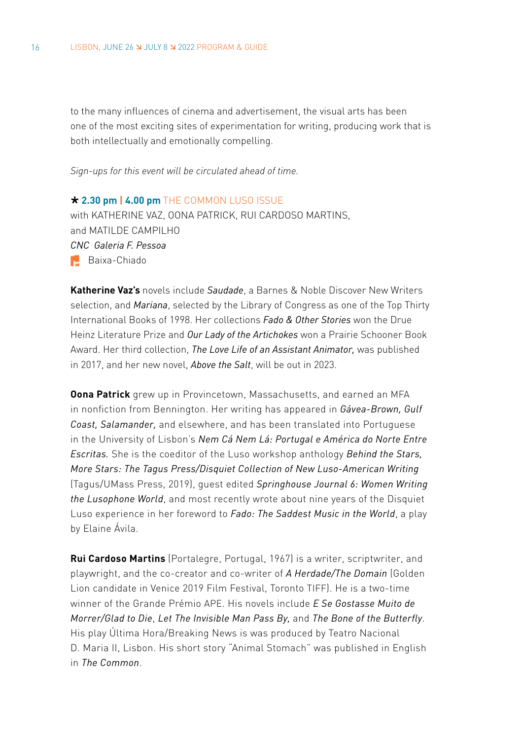to the many influences of cinema and advertisement, the visual arts has been one of the most exciting sites of experimentation for writing, producing work that is both intellectually and emotionally compelling.

*Sign-ups for this event will be circulated ahead of time.*

★ **2.30 pm | 4.00 pm** THE COMMON LUSO ISSUE
with KATHERINE VAZ, OONA PATRICK, RUI CARDOSO MARTINS, and MATILDE CAMPILHO
*CNC Galeria F. Pessoa*
Baixa-Chiado

**Katherine Vaz's** novels include *Saudade*, a Barnes & Noble Discover New Writers selection, and *Mariana*, selected by the Library of Congress as one of the Top Thirty International Books of 1998. Her collections *Fado & Other Stories* won the Drue Heinz Literature Prize and *Our Lady of the Artichokes* won a Prairie Schooner Book Award. Her third collection, *The Love Life of an Assistant Animator,* was published in 2017, and her new novel, *Above the Salt*, will be out in 2023.

**Oona Patrick** grew up in Provincetown, Massachusetts, and earned an MFA in nonfiction from Bennington. Her writing has appeared in *Gávea-Brown, Gulf Coast, Salamander,* and elsewhere, and has been translated into Portuguese in the University of Lisbon's *Nem Cá Nem Lá: Portugal e América do Norte Entre Escritas.* She is the coeditor of the Luso workshop anthology *Behind the Stars, More Stars: The Tagus Press/Disquiet Collection of New Luso-American Writing* (Tagus/UMass Press, 2019), guest edited *Springhouse Journal 6: Women Writing the Lusophone World*, and most recently wrote about nine years of the Disquiet Luso experience in her foreword to *Fado: The Saddest Music in the World*, a play by Elaine Ávila.

**Rui Cardoso Martins** (Portalegre, Portugal, 1967) is a writer, scriptwriter, and playwright, and the co-creator and co-writer of *A Herdade/The Domain* (Golden Lion candidate in Venice 2019 Film Festival, Toronto TIFF). He is a two-time winner of the Grande Prémio APE. His novels include *E Se Gostasse Muito de Morrer/Glad to Die*, *Let The Invisible Man Pass By,* and *The Bone of the Butterfly*. His play Última Hora/Breaking News is was produced by Teatro Nacional D. Maria II, Lisbon. His short story "Animal Stomach" was published in English in *The Common*.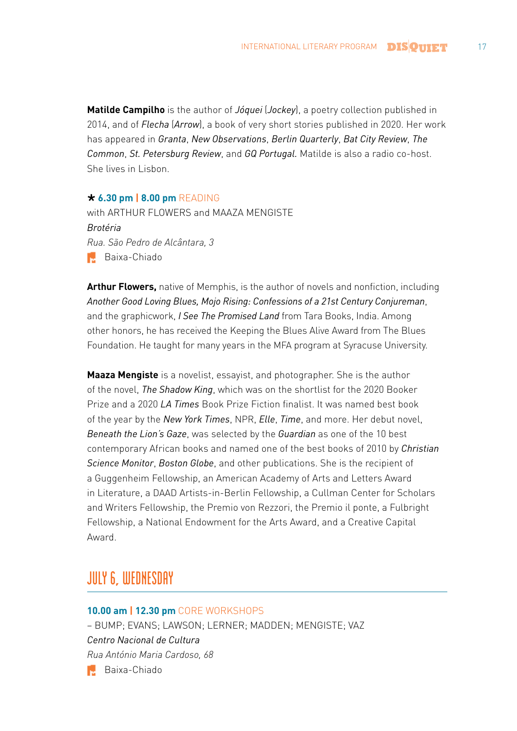**Matilde Campilho** is the author of *Jóquei* (*Jockey*), a poetry collection published in 2014, and of *Flecha* (*Arrow*), a book of very short stories published in 2020. Her work has appeared in *Granta*, *New Observations*, *Berlin Quarterly*, *Bat City Review*, *The Common*, *St. Petersburg Review*, and *GQ Portugal*. Matilde is also a radio co-host. She lives in Lisbon.

★ **6.30 pm** | **8.00 pm** READING
with ARTHUR FLOWERS and MAAZA MENGISTE
*Brotéria*
*Rua. São Pedro de Alcântara, 3*
Baixa-Chiado

**Arthur Flowers,** native of Memphis, is the author of novels and nonfiction, including *Another Good Loving Blues, Mojo Rising: Confessions of a 21st Century Conjureman*, and the graphicwork, *I See The Promised Land* from Tara Books, India. Among other honors, he has received the Keeping the Blues Alive Award from The Blues Foundation. He taught for many years in the MFA program at Syracuse University.

**Maaza Mengiste** is a novelist, essayist, and photographer. She is the author of the novel, *The Shadow King*, which was on the shortlist for the 2020 Booker Prize and a 2020 *LA Times* Book Prize Fiction finalist. It was named best book of the year by the *New York Times*, NPR, *Elle*, *Time*, and more. Her debut novel, *Beneath the Lion's Gaze*, was selected by the *Guardian* as one of the 10 best contemporary African books and named one of the best books of 2010 by *Christian Science Monitor*, *Boston Globe*, and other publications. She is the recipient of a Guggenheim Fellowship, an American Academy of Arts and Letters Award in Literature, a DAAD Artists-in-Berlin Fellowship, a Cullman Center for Scholars and Writers Fellowship, the Premio von Rezzori, the Premio il ponte, a Fulbright Fellowship, a National Endowment for the Arts Award, and a Creative Capital Award.

## JULY 6, WEDNESDAY

**10.00 am** | **12.30 pm** CORE WORKSHOPS
– BUMP; EVANS; LAWSON; LERNER; MADDEN; MENGISTE; VAZ
*Centro Nacional de Cultura*
*Rua António Maria Cardoso, 68*
Baixa-Chiado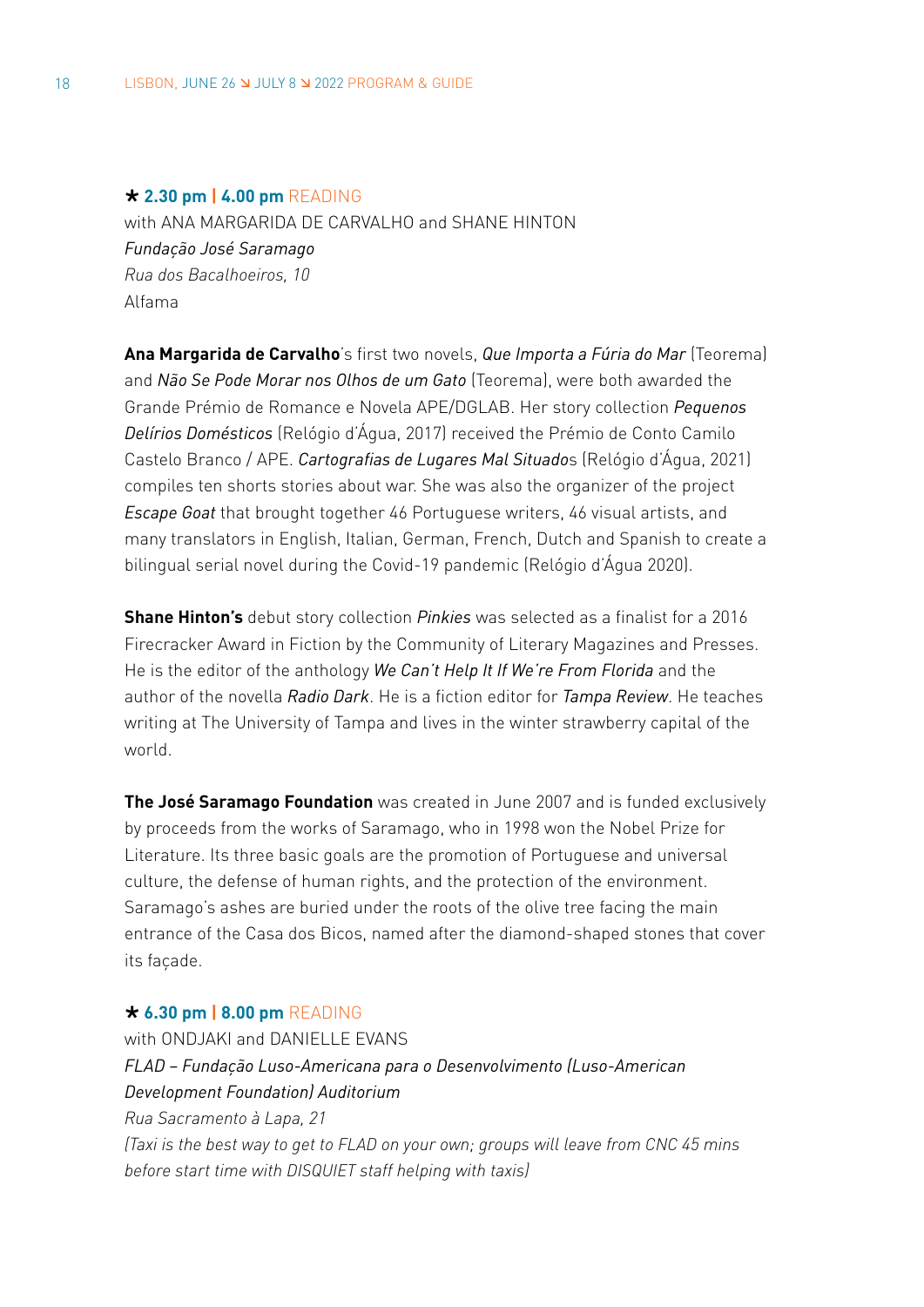★ **2.30 pm | 4.00 pm** READING

with ANA MARGARIDA DE CARVALHO and SHANE HINTON

*Fundação José Saramago*

*Rua dos Bacalhoeiros, 10*

Alfama

**Ana Margarida de Carvalho**'s first two novels, *Que Importa a Fúria do Mar* (Teorema) and *Não Se Pode Morar nos Olhos de um Gato* (Teorema), were both awarded the Grande Prémio de Romance e Novela APE/DGLAB. Her story collection *Pequenos Delírios Domésticos* (Relógio d'Água, 2017) received the Prémio de Conto Camilo Castelo Branco / APE. *Cartografias de Lugares Mal Situado*s (Relógio d'Água, 2021) compiles ten shorts stories about war. She was also the organizer of the project *Escape Goat* that brought together 46 Portuguese writers, 46 visual artists, and many translators in English, Italian, German, French, Dutch and Spanish to create a bilingual serial novel during the Covid-19 pandemic (Relógio d'Água 2020).

**Shane Hinton's** debut story collection *Pinkies* was selected as a finalist for a 2016 Firecracker Award in Fiction by the Community of Literary Magazines and Presses. He is the editor of the anthology *We Can't Help It If We're From Florida* and the author of the novella *Radio Dark*. He is a fiction editor for *Tampa Review*. He teaches writing at The University of Tampa and lives in the winter strawberry capital of the world.

**The José Saramago Foundation** was created in June 2007 and is funded exclusively by proceeds from the works of Saramago, who in 1998 won the Nobel Prize for Literature. Its three basic goals are the promotion of Portuguese and universal culture, the defense of human rights, and the protection of the environment. Saramago's ashes are buried under the roots of the olive tree facing the main entrance of the Casa dos Bicos, named after the diamond-shaped stones that cover its façade.

★ **6.30 pm | 8.00 pm** READING

with ONDJAKI and DANIELLE EVANS

*FLAD – Fundação Luso-Americana para o Desenvolvimento (Luso-American Development Foundation) Auditorium*

*Rua Sacramento à Lapa, 21*

*(Taxi is the best way to get to FLAD on your own; groups will leave from CNC 45 mins before start time with DISQUIET staff helping with taxis)*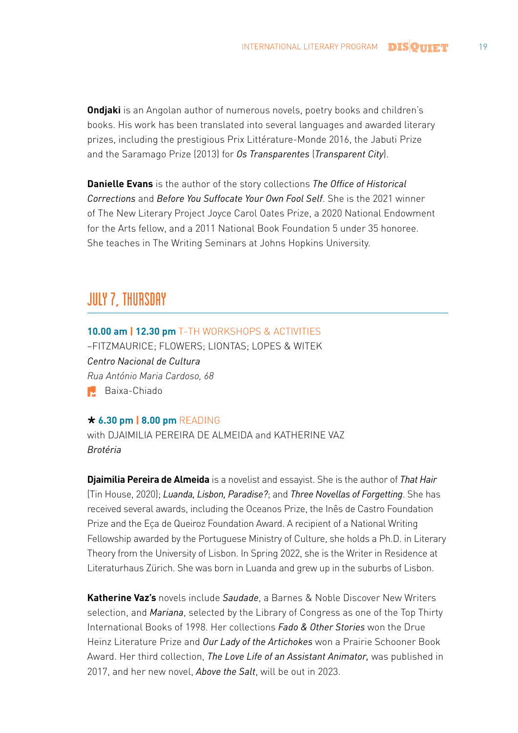**Ondjaki** is an Angolan author of numerous novels, poetry books and children's books. His work has been translated into several languages and awarded literary prizes, including the prestigious Prix Littérature-Monde 2016, the Jabuti Prize and the Saramago Prize (2013) for *Os Transparentes* (*Transparent City*).

**Danielle Evans** is the author of the story collections *The Office of Historical Corrections* and *Before You Suffocate Your Own Fool Self*. She is the 2021 winner of The New Literary Project Joyce Carol Oates Prize, a 2020 National Endowment for the Arts fellow, and a 2011 National Book Foundation 5 under 35 honoree. She teaches in The Writing Seminars at Johns Hopkins University.

## JULY 7, THURSDAY

**10.00 am | 12.30 pm** T-TH WORKSHOPS & ACTIVITIES
–FITZMAURICE; FLOWERS; LIONTAS; LOPES & WITEK
*Centro Nacional de Cultura*
*Rua António Maria Cardoso, 68*
Baixa-Chiado

★ **6.30 pm | 8.00 pm** READING
with DJAIMILIA PEREIRA DE ALMEIDA and KATHERINE VAZ
*Brotéria*

**Djaimilia Pereira de Almeida** is a novelist and essayist. She is the author of *That Hair* (Tin House, 2020); *Luanda, Lisbon, Paradise?*; and *Three Novellas of Forgetting*. She has received several awards, including the Oceanos Prize, the Inês de Castro Foundation Prize and the Eça de Queiroz Foundation Award. A recipient of a National Writing Fellowship awarded by the Portuguese Ministry of Culture, she holds a Ph.D. in Literary Theory from the University of Lisbon. In Spring 2022, she is the Writer in Residence at Literaturhaus Zürich. She was born in Luanda and grew up in the suburbs of Lisbon.

**Katherine Vaz's** novels include *Saudade*, a Barnes & Noble Discover New Writers selection, and *Mariana*, selected by the Library of Congress as one of the Top Thirty International Books of 1998. Her collections *Fado & Other Stories* won the Drue Heinz Literature Prize and *Our Lady of the Artichokes* won a Prairie Schooner Book Award. Her third collection, *The Love Life of an Assistant Animator,* was published in 2017, and her new novel, *Above the Salt*, will be out in 2023.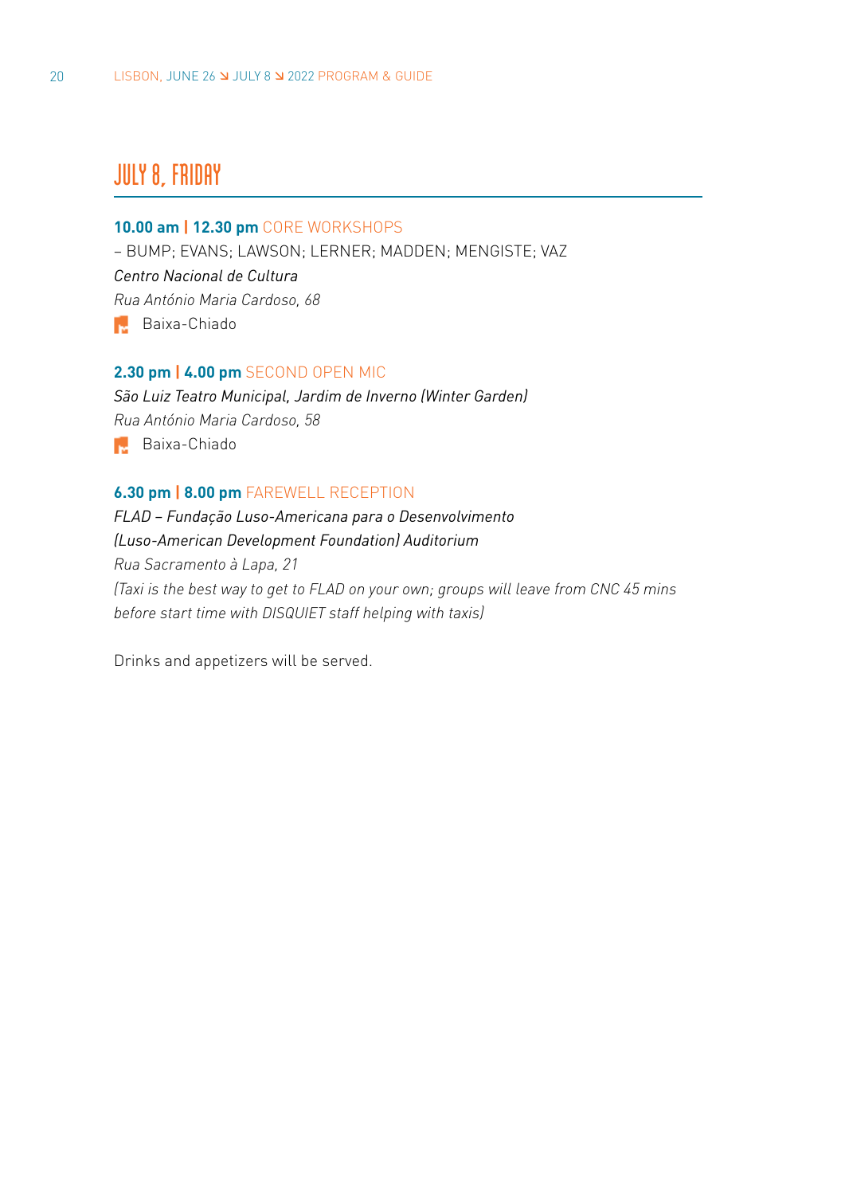# JULY 8, FRIDAY

**10.00 am | 12.30 pm** CORE WORKSHOPS
– BUMP; EVANS; LAWSON; LERNER; MADDEN; MENGISTE; VAZ
*Centro Nacional de Cultura*
*Rua António Maria Cardoso, 68*
Baixa-Chiado

**2.30 pm | 4.00 pm** SECOND OPEN MIC
*São Luiz Teatro Municipal, Jardim de Inverno (Winter Garden)*
*Rua António Maria Cardoso, 58*
Baixa-Chiado

**6.30 pm | 8.00 pm** FAREWELL RECEPTION
*FLAD – Fundação Luso-Americana para o Desenvolvimento (Luso-American Development Foundation) Auditorium*
*Rua Sacramento à Lapa, 21*
*(Taxi is the best way to get to FLAD on your own; groups will leave from CNC 45 mins before start time with DISQUIET staff helping with taxis)*

Drinks and appetizers will be served.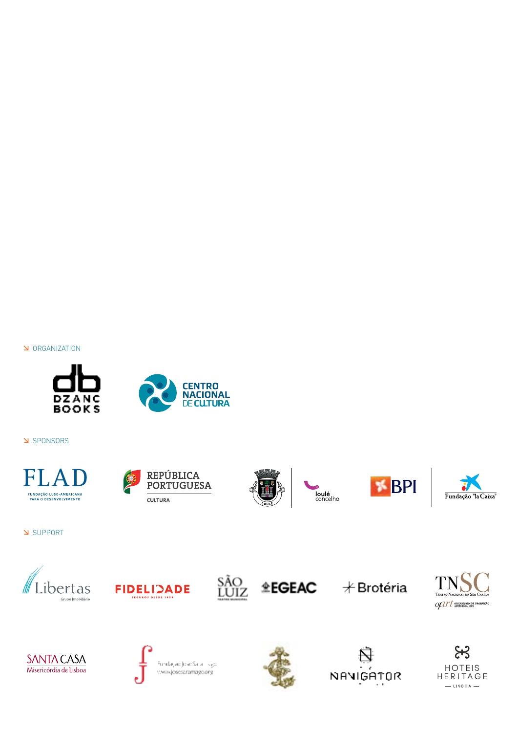↘ ORGANIZATION

DZANC BOOKS

CENTRO NACIONAL DE CULTURA

↘ SPONSORS

FLAD
FUNDAÇÃO LUSO-AMERICANA PARA O DESENVOLVIMENTO

REPÚBLICA PORTUGUESA
CULTURA

LOULÉ

loulé concelho

BPI

Fundação "la Caixa"

↘ SUPPORT

Libertas
Grupo Imobiliário

FIDELIDADE
SEGUROS DESDE 1808

SÃO LUIZ
TEATRO MUNICIPAL

EGEAC

Brotéria

TNSC
Teatro Nacional de São Carlos
opart organismo de produção artística, epe

SANTA CASA
Misericórdia de Lisboa

Fundação José Saramago
www.josesaramago.org

NAVIGATOR

HOTEIS HERITAGE
— LISBOA —